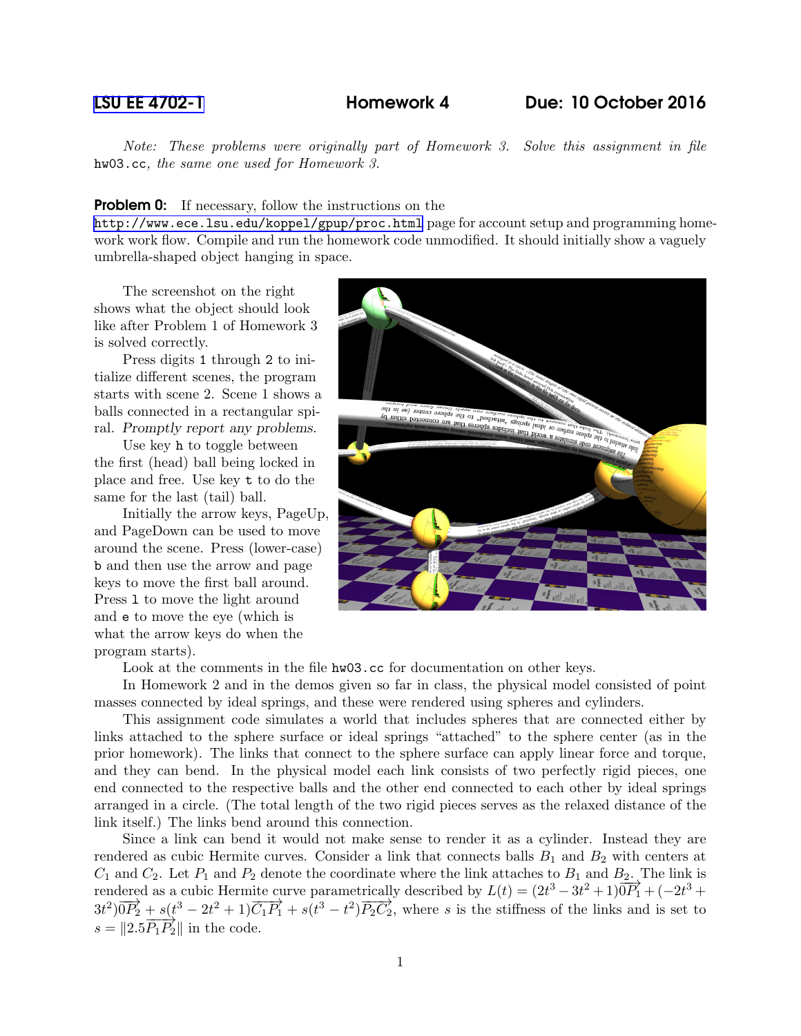LSU EE 4702-1 **Homework 4** **Due: 10 October 2016**

*Note: These problems were originally part of Homework 3. Solve this assignment in file* `hw03.cc`*, the same one used for Homework 3.*

**Problem 0:** If necessary, follow the instructions on the http://www.ece.lsu.edu/koppel/gpup/proc.html page for account setup and programming homework work flow. Compile and run the homework code unmodified. It should initially show a vaguely umbrella-shaped object hanging in space.

The screenshot on the right shows what the object should look like after Problem 1 of Homework 3 is solved correctly.

Press digits `1` through `2` to initialize different scenes, the program starts with scene 2. Scene 1 shows a balls connected in a rectangular spiral. *Promptly report any problems.*

Use key `h` to toggle between the first (head) ball being locked in place and free. Use key `t` to do the same for the last (tail) ball.

Initially the arrow keys, PageUp, and PageDown can be used to move around the scene. Press (lower-case) `b` and then use the arrow and page keys to move the first ball around. Press `l` to move the light around and `e` to move the eye (which is what the arrow keys do when the program starts).

Look at the comments in the file `hw03.cc` for documentation on other keys.

In Homework 2 and in the demos given so far in class, the physical model consisted of point masses connected by ideal springs, and these were rendered using spheres and cylinders.

This assignment code simulates a world that includes spheres that are connected either by links attached to the sphere surface or ideal springs "attached" to the sphere center (as in the prior homework). The links that connect to the sphere surface can apply linear force and torque, and they can bend. In the physical model each link consists of two perfectly rigid pieces, one end connected to the respective balls and the other end connected to each other by ideal springs arranged in a circle. (The total length of the two rigid pieces serves as the relaxed distance of the link itself.) The links bend around this connection.

Since a link can bend it would not make sense to render it as a cylinder. Instead they are rendered as cubic Hermite curves. Consider a link that connects balls $B_1$ and $B_2$ with centers at $C_1$ and $C_2$. Let $P_1$ and $P_2$ denote the coordinate where the link attaches to $B_1$ and $B_2$. The link is rendered as a cubic Hermite curve parametrically described by $L(t) = (2t^3 - 3t^2 + 1)\overrightarrow{0P_1} + (-2t^3 + 3t^2)\overrightarrow{0P_2} + s(t^3 - 2t^2 + 1)\overrightarrow{C_1P_1} + s(t^3 - t^2)\overrightarrow{P_2C_2}$, where $s$ is the stiffness of the links and is set to $s = \|2.5\overrightarrow{P_1P_2}\|$ in the code.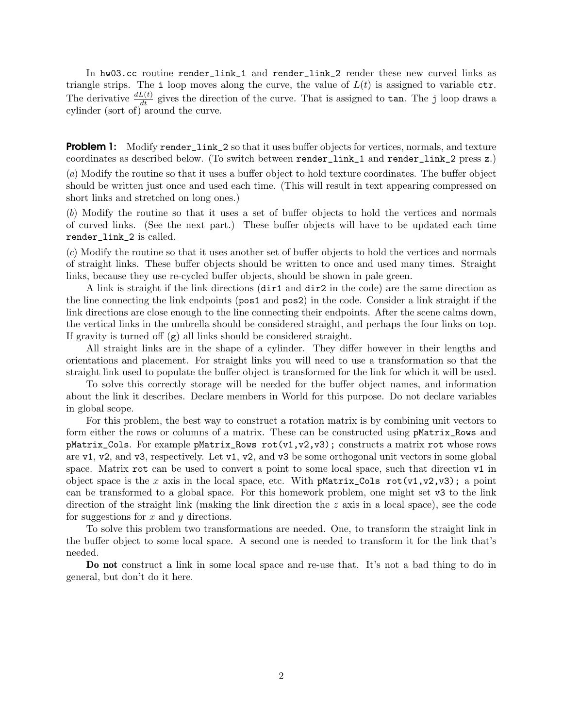In hw03.cc routine render_link_1 and render_link_2 render these new curved links as triangle strips. The i loop moves along the curve, the value of $L(t)$ is assigned to variable ctr. The derivative $\frac{dL(t)}{dt}$ gives the direction of the curve. That is assigned to tan. The j loop draws a cylinder (sort of) around the curve.

**Problem 1:** Modify render_link_2 so that it uses buffer objects for vertices, normals, and texture coordinates as described below. (To switch between render_link_1 and render_link_2 press z.)

(*a*) Modify the routine so that it uses a buffer object to hold texture coordinates. The buffer object should be written just once and used each time. (This will result in text appearing compressed on short links and stretched on long ones.)

(*b*) Modify the routine so that it uses a set of buffer objects to hold the vertices and normals of curved links. (See the next part.) These buffer objects will have to be updated each time render_link_2 is called.

(*c*) Modify the routine so that it uses another set of buffer objects to hold the vertices and normals of straight links. These buffer objects should be written to once and used many times. Straight links, because they use re-cycled buffer objects, should be shown in pale green.

A link is straight if the link directions (dir1 and dir2 in the code) are the same direction as the line connecting the link endpoints (pos1 and pos2) in the code. Consider a link straight if the link directions are close enough to the line connecting their endpoints. After the scene calms down, the vertical links in the umbrella should be considered straight, and perhaps the four links on top. If gravity is turned off (g) all links should be considered straight.

All straight links are in the shape of a cylinder. They differ however in their lengths and orientations and placement. For straight links you will need to use a transformation so that the straight link used to populate the buffer object is transformed for the link for which it will be used.

To solve this correctly storage will be needed for the buffer object names, and information about the link it describes. Declare members in World for this purpose. Do not declare variables in global scope.

For this problem, the best way to construct a rotation matrix is by combining unit vectors to form either the rows or columns of a matrix. These can be constructed using pMatrix_Rows and pMatrix_Cols. For example pMatrix_Rows rot(v1,v2,v3); constructs a matrix rot whose rows are v1, v2, and v3, respectively. Let v1, v2, and v3 be some orthogonal unit vectors in some global space. Matrix rot can be used to convert a point to some local space, such that direction v1 in object space is the $x$ axis in the local space, etc. With pMatrix_Cols rot(v1,v2,v3); a point can be transformed to a global space. For this homework problem, one might set v3 to the link direction of the straight link (making the link direction the $z$ axis in a local space), see the code for suggestions for $x$ and $y$ directions.

To solve this problem two transformations are needed. One, to transform the straight link in the buffer object to some local space. A second one is needed to transform it for the link that's needed.

**Do not** construct a link in some local space and re-use that. It's not a bad thing to do in general, but don't do it here.